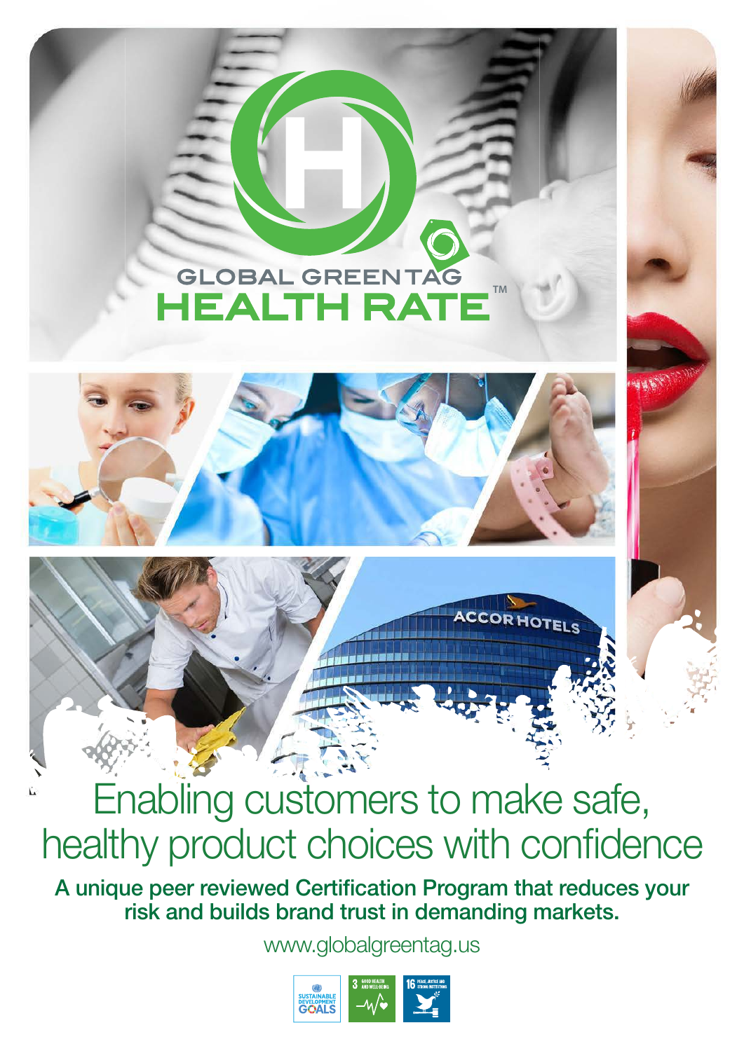# GLOBAL GREENTAG HEALTH RATE™

## Enabling customers to make safe, healthy product choices with confidence

**A unique peer reviewed Certification Program that reduces your risk and builds brand trust in demanding markets.**

www.globalgreentag.us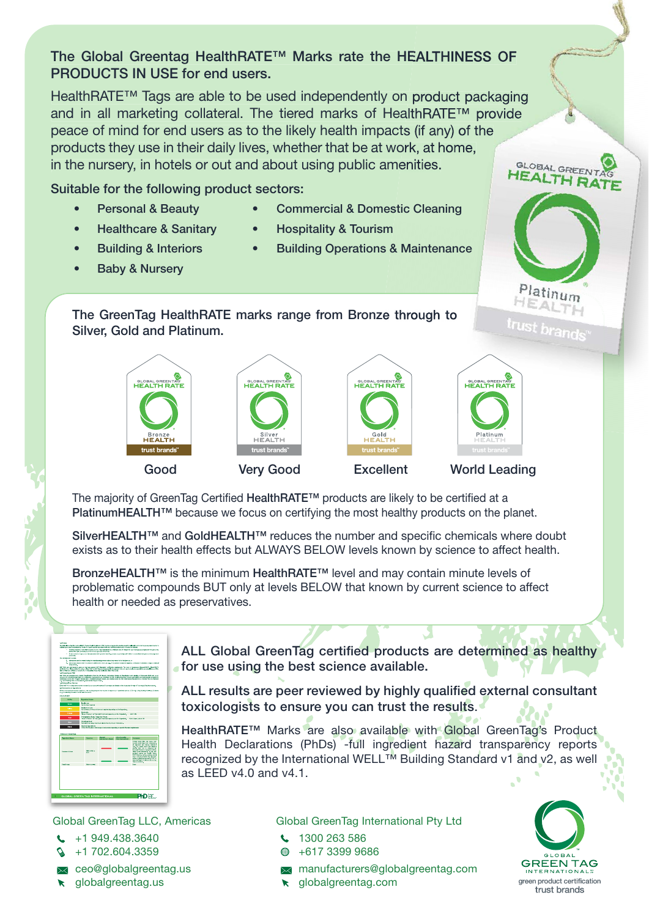**The Global Greentag HealthRATE™ Marks rate the HEALTHINESS OF PRODUCTS IN USE for end users.**

HealthRATE™ Tags are able to be used independently on product packaging and in all marketing collateral. The tiered marks of HealthRATE™ provide peace of mind for end users as to the likely health impacts (if any) of the products they use in their daily lives, whether that be at work, at home, in the nursery, in hotels or out and about using public amenities.

Suitable for the following product sectors:

- Personal & Beauty
- Healthcare & Sanitary
- Building & Interiors
- Baby & Nursery
- Commercial & Domestic Cleaning
- Hospitality & Tourism
- Building Operations & Maintenance

The GreenTag HealthRATE marks range from Bronze through to Silver, Gold and Platinum.

| Bronze HEALTH | Silver HEALTH | Gold HEALTH | Platinum HEALTH |
|---|---|---|---|
| Good | Very Good | Excellent | World Leading |

The majority of GreenTag Certified **HealthRATE™** products are likely to be certified at a **PlatinumHEALTH™** because we focus on certifying the most healthy products on the planet.

**SilverHEALTH™** and **GoldHEALTH™** reduces the number and specific chemicals where doubt exists as to their health effects but ALWAYS BELOW levels known by science to affect health.

**BronzeHEALTH™** is the minimum **HealthRATE™** level and may contain minute levels of problematic compounds BUT only at levels BELOW that known by current science to affect health or needed as preservatives.

ALL Global GreenTag certified products are determined as healthy for use using the best science available.

ALL results are peer reviewed by highly qualified external consultant toxicologists to ensure you can trust the results.

HealthRATE™ Marks are also available with Global GreenTag's Product Health Declarations (PhDs) -full ingredient hazard transparency reports recognized by the International WELL™ Building Standard v1 and v2, as well as LEED v4.0 and v4.1.

**Global GreenTag LLC, Americas**

- +1 949.438.3640
- +1 702.604.3359
- ceo@globalgreentag.us
- globalgreentag.us

**Global GreenTag International Pty Ltd**

- 1300 263 586
- +617 3399 9686
- manufacturers@globalgreentag.com
- globalgreentag.com

GLOBAL GREEN TAG INTERNATIONAL
green product certification
trust brands